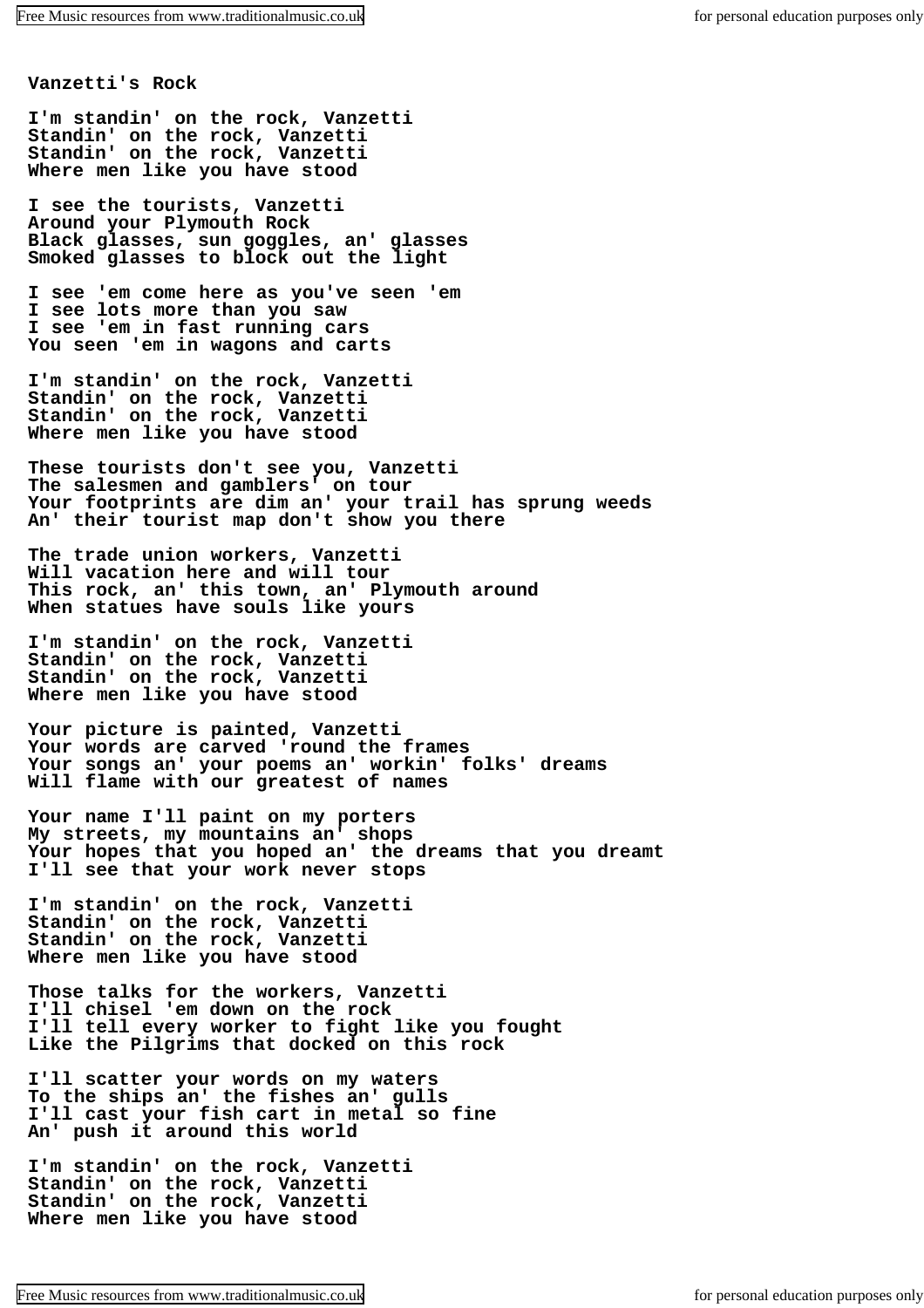# Vanzetti's Rock

I'm standin' on the rock, Vanzetti
Standin' on the rock, Vanzetti
Standin' on the rock, Vanzetti
Where men like you have stood

I see the tourists, Vanzetti
Around your Plymouth Rock
Black glasses, sun goggles, an' glasses
Smoked glasses to block out the light

I see 'em come here as you've seen 'em
I see lots more than you saw
I see 'em in fast running cars
You seen 'em in wagons and carts

I'm standin' on the rock, Vanzetti
Standin' on the rock, Vanzetti
Standin' on the rock, Vanzetti
Where men like you have stood

These tourists don't see you, Vanzetti
The salesmen and gamblers' on tour
Your footprints are dim an' your trail has sprung weeds
An' their tourist map don't show you there

The trade union workers, Vanzetti
Will vacation here and will tour
This rock, an' this town, an' Plymouth around
When statues have souls like yours

I'm standin' on the rock, Vanzetti
Standin' on the rock, Vanzetti
Standin' on the rock, Vanzetti
Where men like you have stood

Your picture is painted, Vanzetti
Your words are carved 'round the frames
Your songs an' your poems an' workin' folks' dreams
Will flame with our greatest of names

Your name I'll paint on my porters
My streets, my mountains an' shops
Your hopes that you hoped an' the dreams that you dreamt
I'll see that your work never stops

I'm standin' on the rock, Vanzetti
Standin' on the rock, Vanzetti
Standin' on the rock, Vanzetti
Where men like you have stood

Those talks for the workers, Vanzetti
I'll chisel 'em down on the rock
I'll tell every worker to fight like you fought
Like the Pilgrims that docked on this rock

I'll scatter your words on my waters
To the ships an' the fishes an' gulls
I'll cast your fish cart in metal so fine
An' push it around this world

I'm standin' on the rock, Vanzetti
Standin' on the rock, Vanzetti
Standin' on the rock, Vanzetti
Where men like you have stood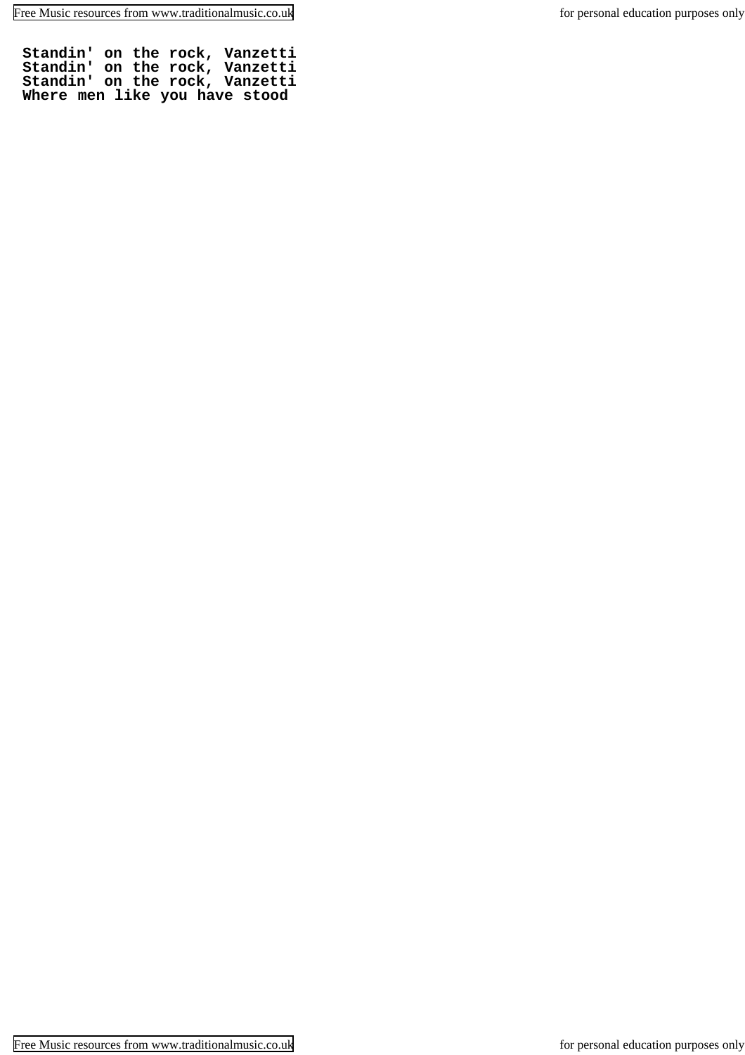**Standin' on the rock, Vanzetti**
**Standin' on the rock, Vanzetti**
**Standin' on the rock, Vanzetti**
**Where men like you have stood**